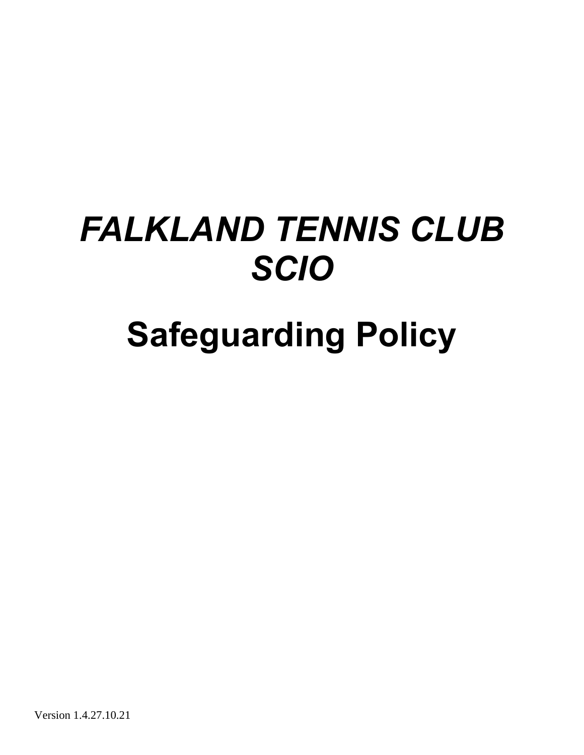# *FALKLAND TENNIS CLUB SCIO*

# Safeguarding Policy

Version 1.4.27.10.21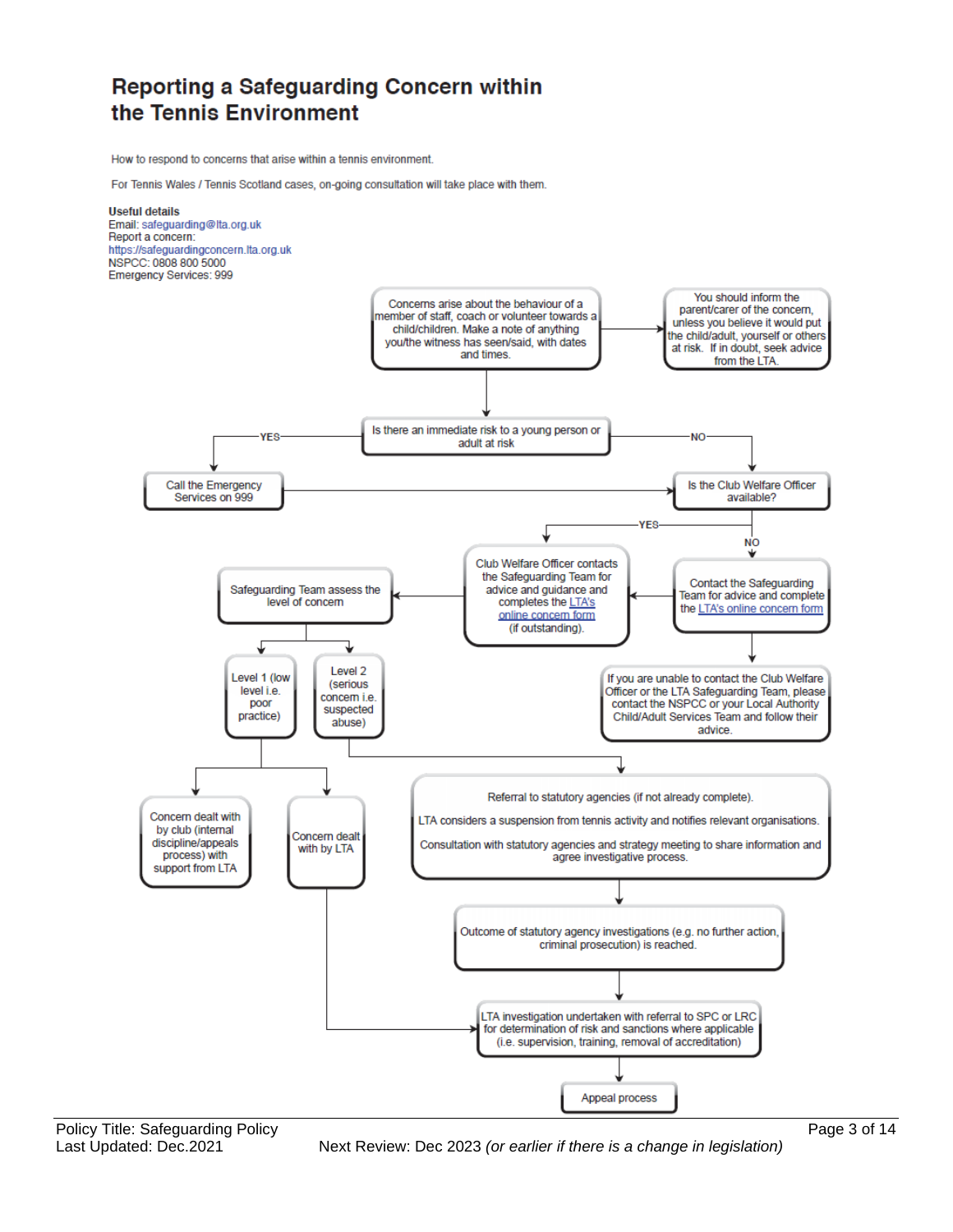# Reporting a Safeguarding Concern within the Tennis Environment

How to respond to concerns that arise within a tennis environment.

For Tennis Wales / Tennis Scotland cases, on-going consultation will take place with them.

**Useful details**
Email: safeguarding@lta.org.uk
Report a concern:
https://safeguardingconcern.lta.org.uk
NSPCC: 0808 800 5000
Emergency Services: 999

Concerns arise about the behaviour of a member of staff, coach or volunteer towards a child/children. Make a note of anything you/the witness has seen/said, with dates and times.

→ You should inform the parent/carer of the concern, unless you believe it would put the child/adult, yourself or others at risk. If in doubt, seek advice from the LTA.

Is there an immediate risk to a young person or adult at risk

- YES → Call the Emergency Services on 999 → Is the Club Welfare Officer available?
- NO → Is the Club Welfare Officer available?

Is the Club Welfare Officer available?

- YES → Club Welfare Officer contacts the Safeguarding Team for advice and guidance and completes the LTA's online concern form (if outstanding).
- NO → Contact the Safeguarding Team for advice and complete the LTA's online concern form → Club Welfare Officer contacts the Safeguarding Team for advice and guidance and completes the LTA's online concern form (if outstanding).
  - If you are unable to contact the Club Welfare Officer or the LTA Safeguarding Team, please contact the NSPCC or your Local Authority Child/Adult Services Team and follow their advice.

Club Welfare Officer contacts the Safeguarding Team → Safeguarding Team assess the level of concern

- Level 1 (low level i.e. poor practice)
  - Concern dealt with by club (internal discipline/appeals process) with support from LTA
  - Concern dealt with by LTA → LTA investigation undertaken with referral to SPC or LRC for determination of risk and sanctions where applicable (i.e. supervision, training, removal of accreditation)
- Level 2 (serious concern i.e. suspected abuse)
  - Referral to statutory agencies (if not already complete).
    LTA considers a suspension from tennis activity and notifies relevant organisations.
    Consultation with statutory agencies and strategy meeting to share information and agree investigative process.
  - → Outcome of statutory agency investigations (e.g. no further action, criminal prosecution) is reached.
  - → LTA investigation undertaken with referral to SPC or LRC for determination of risk and sanctions where applicable (i.e. supervision, training, removal of accreditation)
  - → Appeal process

Policy Title: Safeguarding Policy
Last Updated: Dec.2021
Next Review: Dec 2023 *(or earlier if there is a change in legislation)*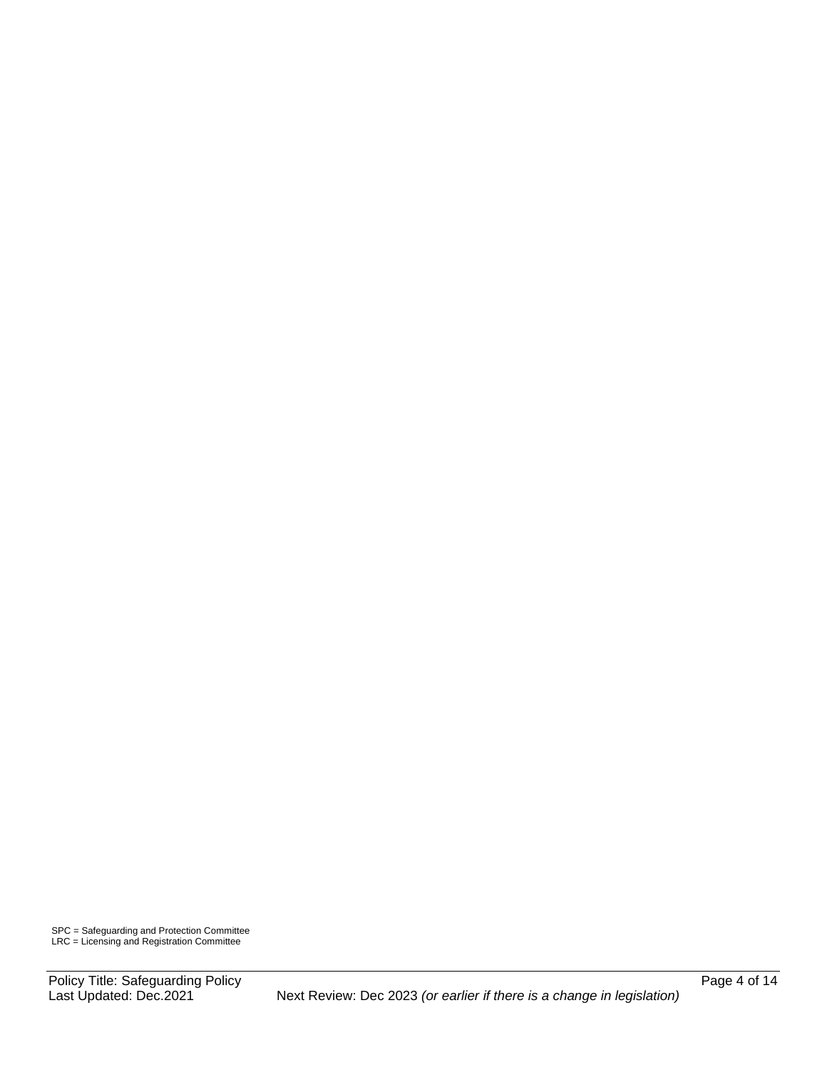SPC = Safeguarding and Protection Committee
LRC = Licensing and Registration Committee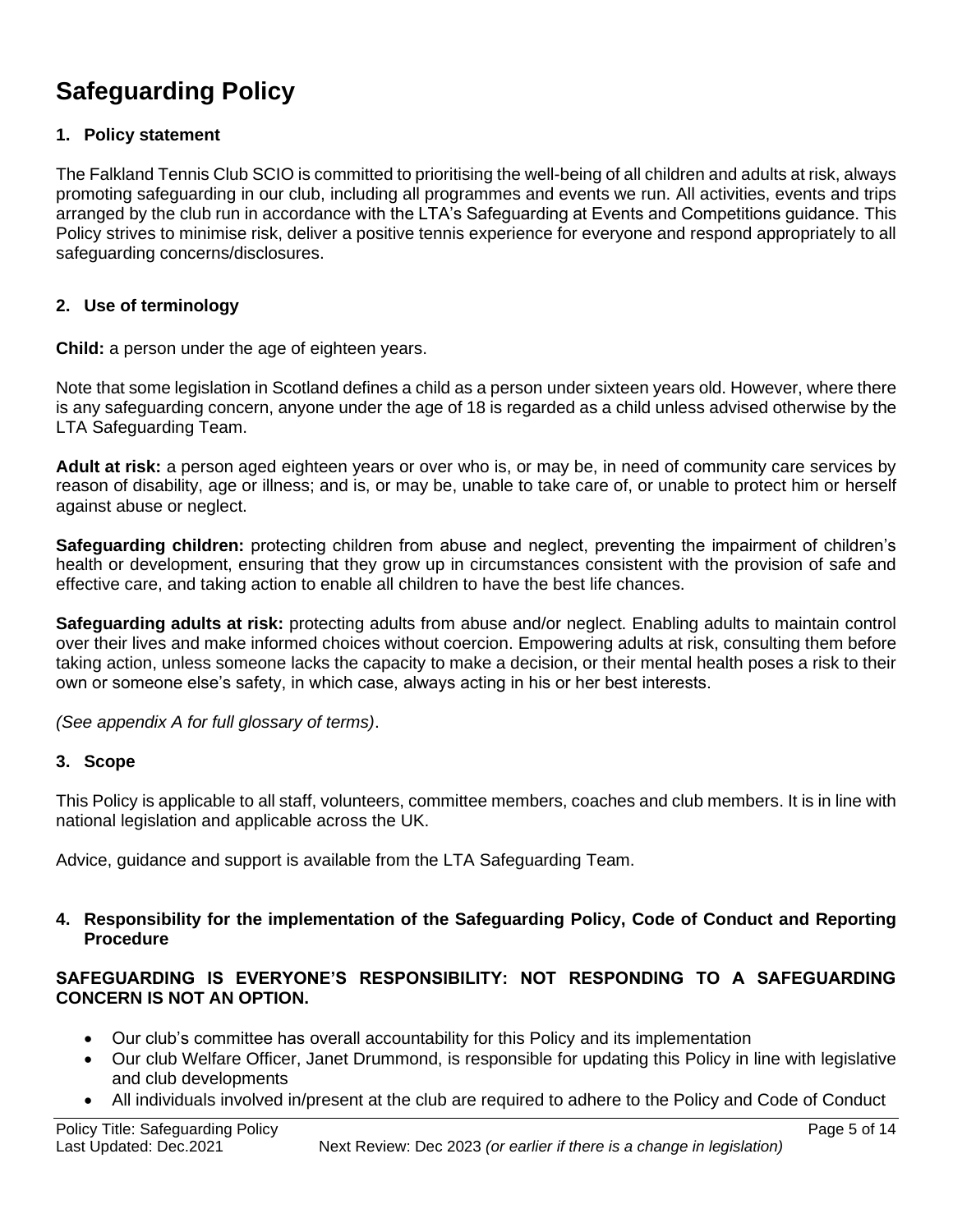# Safeguarding Policy

## 1. Policy statement

The Falkland Tennis Club SCIO is committed to prioritising the well-being of all children and adults at risk, always promoting safeguarding in our club, including all programmes and events we run. All activities, events and trips arranged by the club run in accordance with the LTA's Safeguarding at Events and Competitions guidance. This Policy strives to minimise risk, deliver a positive tennis experience for everyone and respond appropriately to all safeguarding concerns/disclosures.

## 2. Use of terminology

**Child:** a person under the age of eighteen years.

Note that some legislation in Scotland defines a child as a person under sixteen years old. However, where there is any safeguarding concern, anyone under the age of 18 is regarded as a child unless advised otherwise by the LTA Safeguarding Team.

**Adult at risk:** a person aged eighteen years or over who is, or may be, in need of community care services by reason of disability, age or illness; and is, or may be, unable to take care of, or unable to protect him or herself against abuse or neglect.

**Safeguarding children:** protecting children from abuse and neglect, preventing the impairment of children's health or development, ensuring that they grow up in circumstances consistent with the provision of safe and effective care, and taking action to enable all children to have the best life chances.

**Safeguarding adults at risk:** protecting adults from abuse and/or neglect. Enabling adults to maintain control over their lives and make informed choices without coercion. Empowering adults at risk, consulting them before taking action, unless someone lacks the capacity to make a decision, or their mental health poses a risk to their own or someone else's safety, in which case, always acting in his or her best interests.

*(See appendix A for full glossary of terms)*.

## 3. Scope

This Policy is applicable to all staff, volunteers, committee members, coaches and club members. It is in line with national legislation and applicable across the UK.

Advice, guidance and support is available from the LTA Safeguarding Team.

## 4. Responsibility for the implementation of the Safeguarding Policy, Code of Conduct and Reporting Procedure

**SAFEGUARDING IS EVERYONE'S RESPONSIBILITY: NOT RESPONDING TO A SAFEGUARDING CONCERN IS NOT AN OPTION.**

- Our club's committee has overall accountability for this Policy and its implementation
- Our club Welfare Officer, Janet Drummond, is responsible for updating this Policy in line with legislative and club developments
- All individuals involved in/present at the club are required to adhere to the Policy and Code of Conduct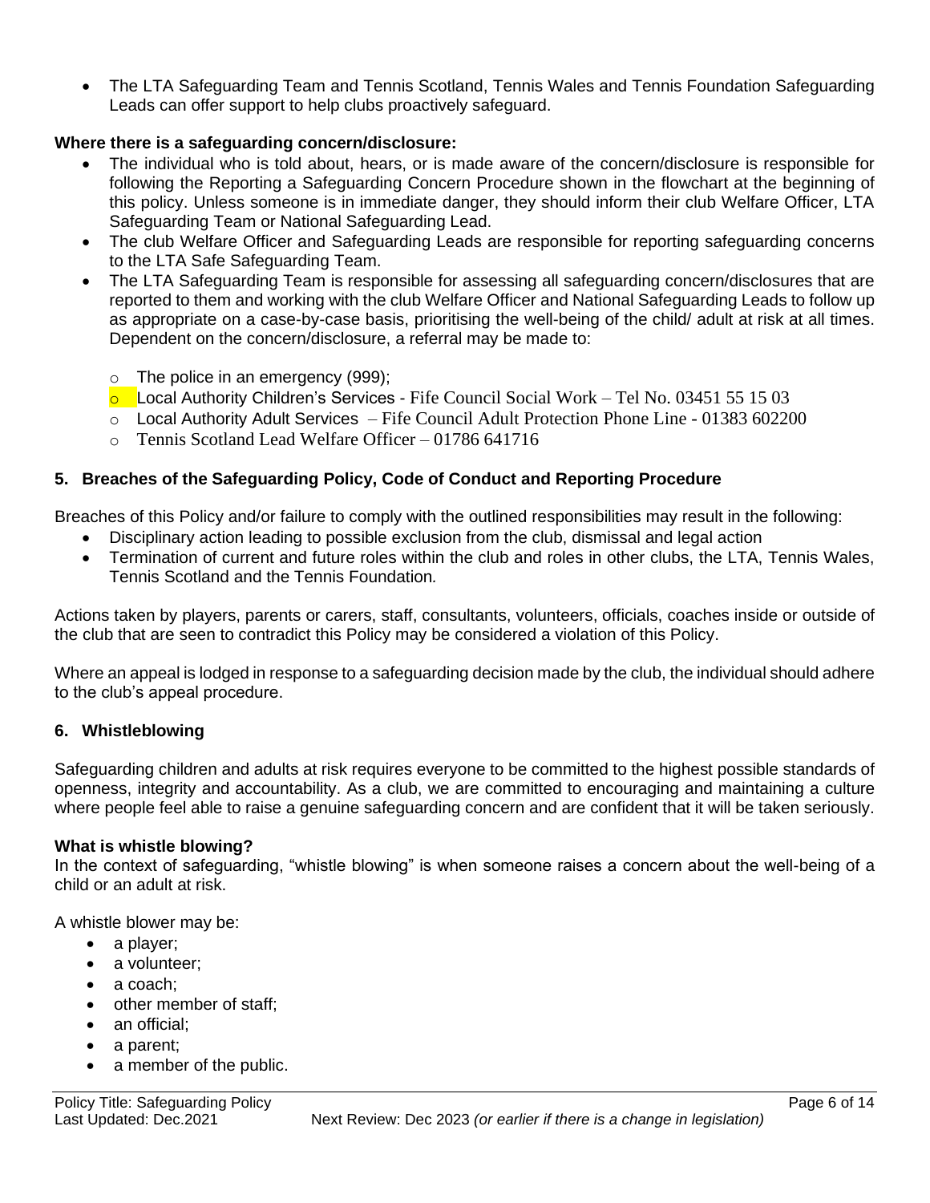- The LTA Safeguarding Team and Tennis Scotland, Tennis Wales and Tennis Foundation Safeguarding Leads can offer support to help clubs proactively safeguard.

**Where there is a safeguarding concern/disclosure:**

- The individual who is told about, hears, or is made aware of the concern/disclosure is responsible for following the Reporting a Safeguarding Concern Procedure shown in the flowchart at the beginning of this policy. Unless someone is in immediate danger, they should inform their club Welfare Officer, LTA Safeguarding Team or National Safeguarding Lead.
- The club Welfare Officer and Safeguarding Leads are responsible for reporting safeguarding concerns to the LTA Safe Safeguarding Team.
- The LTA Safeguarding Team is responsible for assessing all safeguarding concern/disclosures that are reported to them and working with the club Welfare Officer and National Safeguarding Leads to follow up as appropriate on a case-by-case basis, prioritising the well-being of the child/ adult at risk at all times. Dependent on the concern/disclosure, a referral may be made to:
  - The police in an emergency (999);
  - Local Authority Children's Services - Fife Council Social Work – Tel No. 03451 55 15 03
  - Local Authority Adult Services – Fife Council Adult Protection Phone Line - 01383 602200
  - Tennis Scotland Lead Welfare Officer – 01786 641716

## 5. Breaches of the Safeguarding Policy, Code of Conduct and Reporting Procedure

Breaches of this Policy and/or failure to comply with the outlined responsibilities may result in the following:

- Disciplinary action leading to possible exclusion from the club, dismissal and legal action
- Termination of current and future roles within the club and roles in other clubs, the LTA, Tennis Wales, Tennis Scotland and the Tennis Foundation*.*

Actions taken by players, parents or carers, staff, consultants, volunteers, officials, coaches inside or outside of the club that are seen to contradict this Policy may be considered a violation of this Policy.

Where an appeal is lodged in response to a safeguarding decision made by the club, the individual should adhere to the club's appeal procedure.

## 6. Whistleblowing

Safeguarding children and adults at risk requires everyone to be committed to the highest possible standards of openness, integrity and accountability. As a club, we are committed to encouraging and maintaining a culture where people feel able to raise a genuine safeguarding concern and are confident that it will be taken seriously.

**What is whistle blowing?**

In the context of safeguarding, "whistle blowing" is when someone raises a concern about the well-being of a child or an adult at risk.

A whistle blower may be:

- a player;
- a volunteer;
- a coach;
- other member of staff;
- an official;
- a parent;
- a member of the public.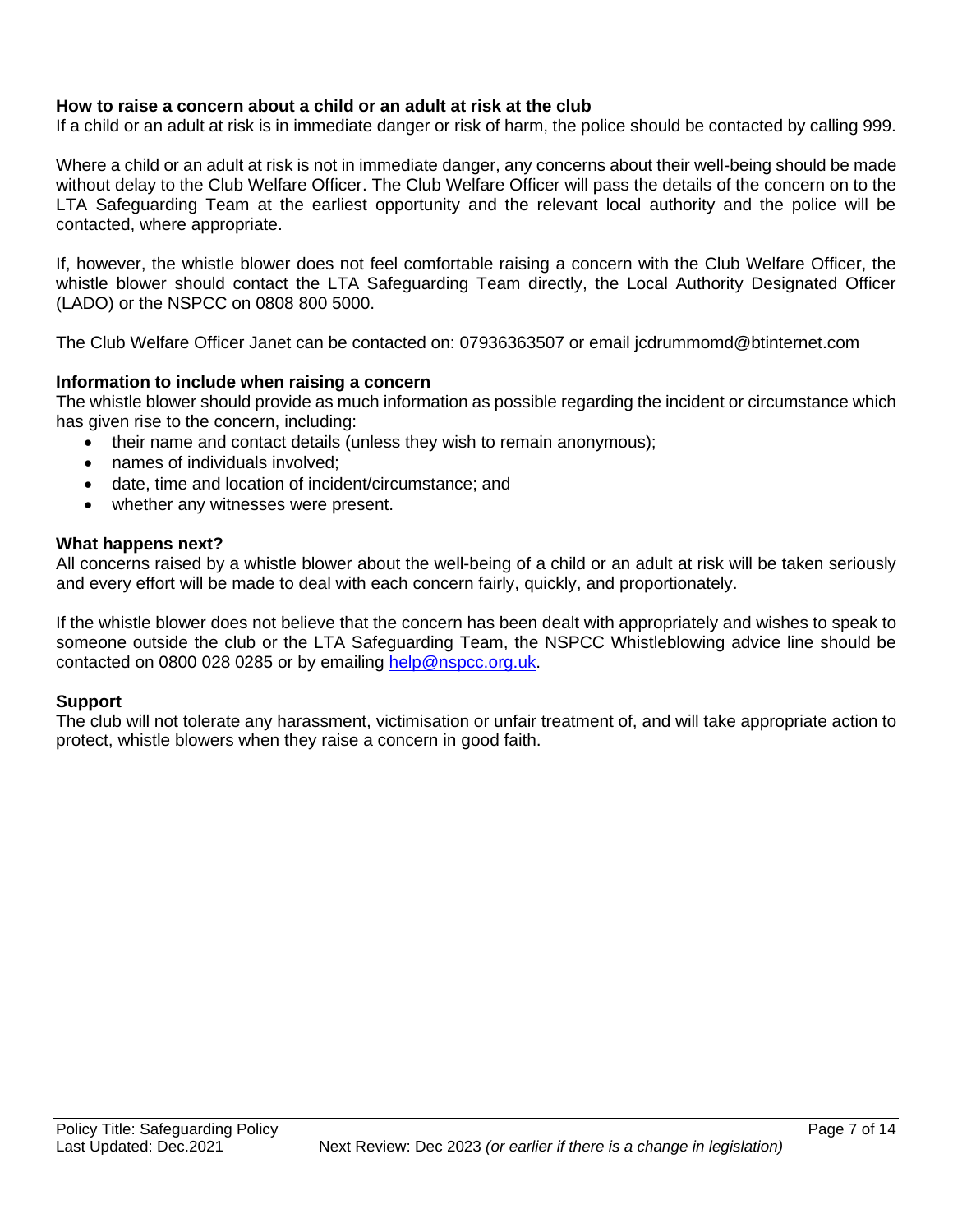**How to raise a concern about a child or an adult at risk at the club**

If a child or an adult at risk is in immediate danger or risk of harm, the police should be contacted by calling 999.

Where a child or an adult at risk is not in immediate danger, any concerns about their well-being should be made without delay to the Club Welfare Officer. The Club Welfare Officer will pass the details of the concern on to the LTA Safeguarding Team at the earliest opportunity and the relevant local authority and the police will be contacted, where appropriate.

If, however, the whistle blower does not feel comfortable raising a concern with the Club Welfare Officer, the whistle blower should contact the LTA Safeguarding Team directly, the Local Authority Designated Officer (LADO) or the NSPCC on 0808 800 5000.

The Club Welfare Officer Janet can be contacted on: 07936363507 or email jcdrummomd@btinternet.com

**Information to include when raising a concern**

The whistle blower should provide as much information as possible regarding the incident or circumstance which has given rise to the concern, including:

- their name and contact details (unless they wish to remain anonymous);
- names of individuals involved;
- date, time and location of incident/circumstance; and
- whether any witnesses were present.

**What happens next?**

All concerns raised by a whistle blower about the well-being of a child or an adult at risk will be taken seriously and every effort will be made to deal with each concern fairly, quickly, and proportionately.

If the whistle blower does not believe that the concern has been dealt with appropriately and wishes to speak to someone outside the club or the LTA Safeguarding Team, the NSPCC Whistleblowing advice line should be contacted on 0800 028 0285 or by emailing help@nspcc.org.uk.

**Support**

The club will not tolerate any harassment, victimisation or unfair treatment of, and will take appropriate action to protect, whistle blowers when they raise a concern in good faith.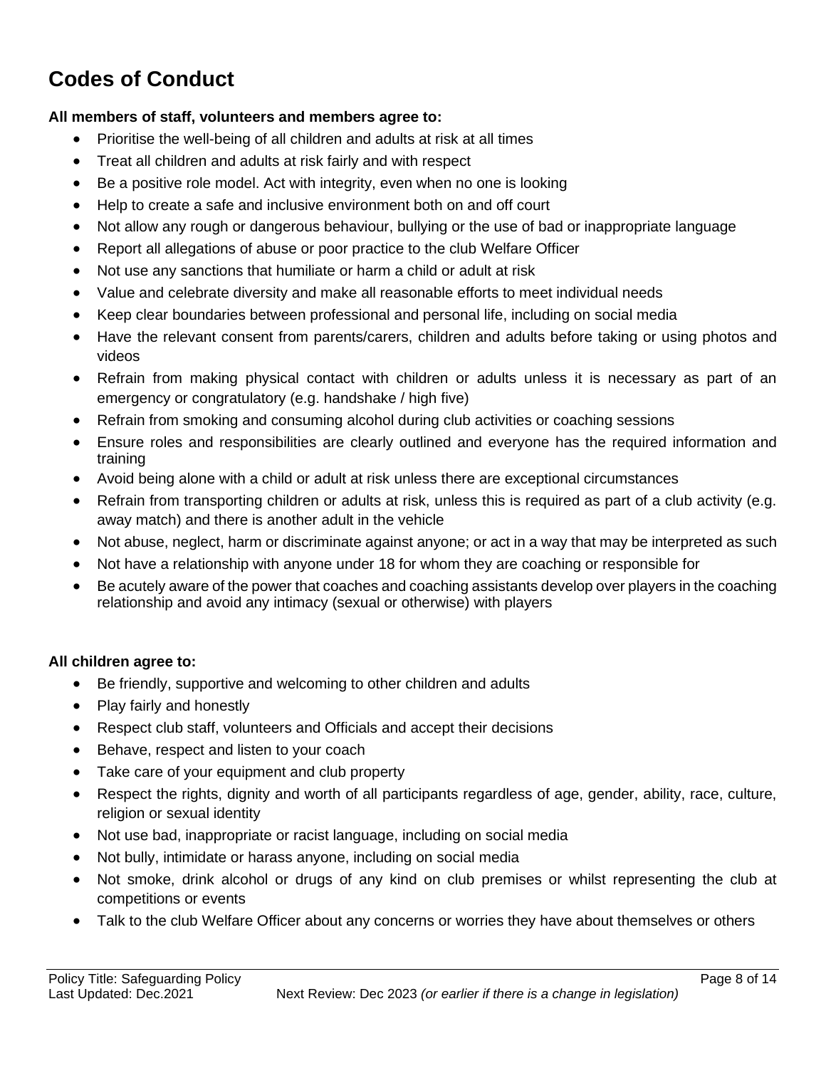# Codes of Conduct

**All members of staff, volunteers and members agree to:**

- Prioritise the well-being of all children and adults at risk at all times
- Treat all children and adults at risk fairly and with respect
- Be a positive role model. Act with integrity, even when no one is looking
- Help to create a safe and inclusive environment both on and off court
- Not allow any rough or dangerous behaviour, bullying or the use of bad or inappropriate language
- Report all allegations of abuse or poor practice to the club Welfare Officer
- Not use any sanctions that humiliate or harm a child or adult at risk
- Value and celebrate diversity and make all reasonable efforts to meet individual needs
- Keep clear boundaries between professional and personal life, including on social media
- Have the relevant consent from parents/carers, children and adults before taking or using photos and videos
- Refrain from making physical contact with children or adults unless it is necessary as part of an emergency or congratulatory (e.g. handshake / high five)
- Refrain from smoking and consuming alcohol during club activities or coaching sessions
- Ensure roles and responsibilities are clearly outlined and everyone has the required information and training
- Avoid being alone with a child or adult at risk unless there are exceptional circumstances
- Refrain from transporting children or adults at risk, unless this is required as part of a club activity (e.g. away match) and there is another adult in the vehicle
- Not abuse, neglect, harm or discriminate against anyone; or act in a way that may be interpreted as such
- Not have a relationship with anyone under 18 for whom they are coaching or responsible for
- Be acutely aware of the power that coaches and coaching assistants develop over players in the coaching relationship and avoid any intimacy (sexual or otherwise) with players

**All children agree to:**

- Be friendly, supportive and welcoming to other children and adults
- Play fairly and honestly
- Respect club staff, volunteers and Officials and accept their decisions
- Behave, respect and listen to your coach
- Take care of your equipment and club property
- Respect the rights, dignity and worth of all participants regardless of age, gender, ability, race, culture, religion or sexual identity
- Not use bad, inappropriate or racist language, including on social media
- Not bully, intimidate or harass anyone, including on social media
- Not smoke, drink alcohol or drugs of any kind on club premises or whilst representing the club at competitions or events
- Talk to the club Welfare Officer about any concerns or worries they have about themselves or others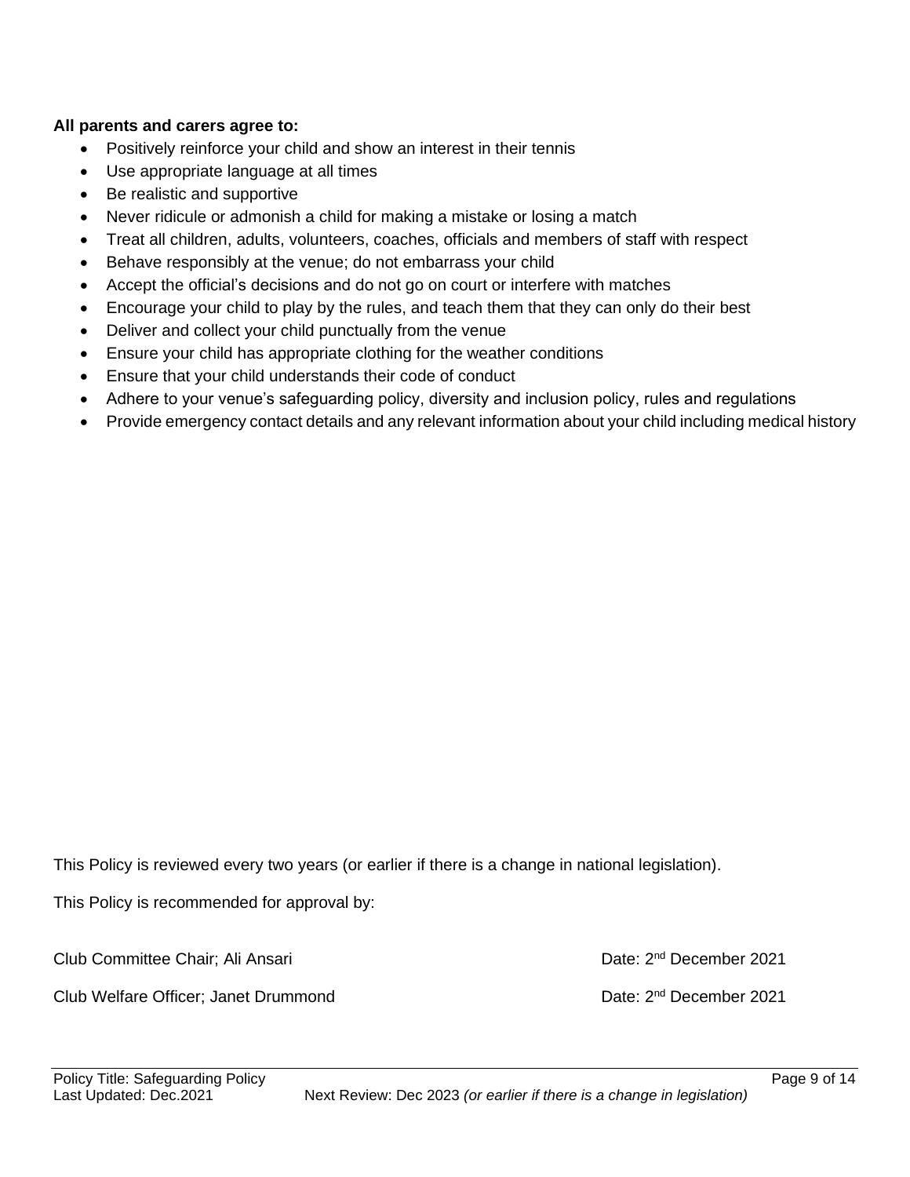**All parents and carers agree to:**

- Positively reinforce your child and show an interest in their tennis
- Use appropriate language at all times
- Be realistic and supportive
- Never ridicule or admonish a child for making a mistake or losing a match
- Treat all children, adults, volunteers, coaches, officials and members of staff with respect
- Behave responsibly at the venue; do not embarrass your child
- Accept the official's decisions and do not go on court or interfere with matches
- Encourage your child to play by the rules, and teach them that they can only do their best
- Deliver and collect your child punctually from the venue
- Ensure your child has appropriate clothing for the weather conditions
- Ensure that your child understands their code of conduct
- Adhere to your venue's safeguarding policy, diversity and inclusion policy, rules and regulations
- Provide emergency contact details and any relevant information about your child including medical history

This Policy is reviewed every two years (or earlier if there is a change in national legislation).

This Policy is recommended for approval by:

Club Committee Chair; Ali Ansari — Date: 2nd December 2021

Club Welfare Officer; Janet Drummond — Date: 2nd December 2021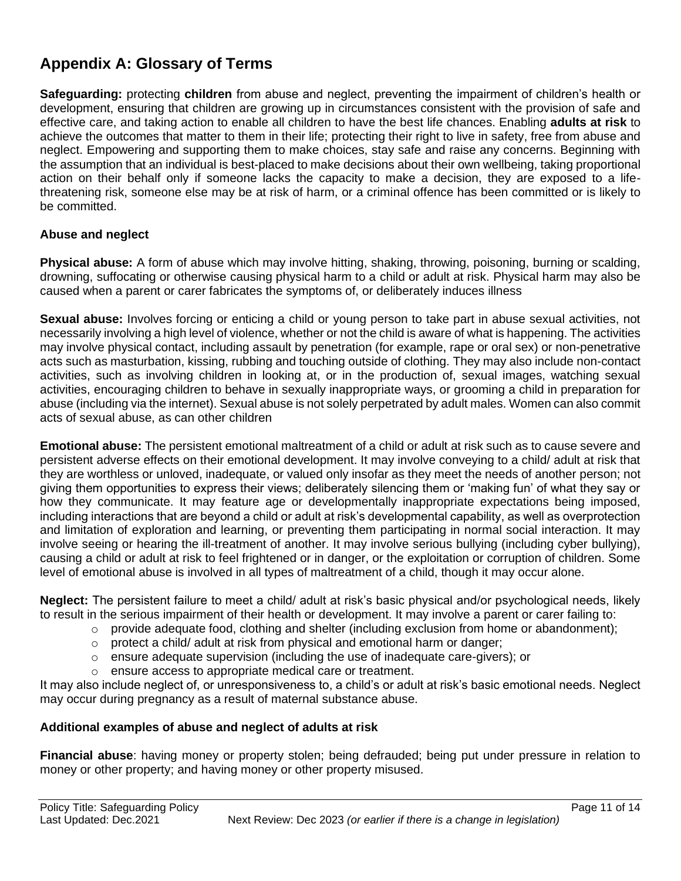## Appendix A: Glossary of Terms

**Safeguarding:** protecting **children** from abuse and neglect, preventing the impairment of children's health or development, ensuring that children are growing up in circumstances consistent with the provision of safe and effective care, and taking action to enable all children to have the best life chances. Enabling **adults at risk** to achieve the outcomes that matter to them in their life; protecting their right to live in safety, free from abuse and neglect. Empowering and supporting them to make choices, stay safe and raise any concerns. Beginning with the assumption that an individual is best-placed to make decisions about their own wellbeing, taking proportional action on their behalf only if someone lacks the capacity to make a decision, they are exposed to a life-threatening risk, someone else may be at risk of harm, or a criminal offence has been committed or is likely to be committed.

### Abuse and neglect

**Physical abuse:** A form of abuse which may involve hitting, shaking, throwing, poisoning, burning or scalding, drowning, suffocating or otherwise causing physical harm to a child or adult at risk. Physical harm may also be caused when a parent or carer fabricates the symptoms of, or deliberately induces illness

**Sexual abuse:** Involves forcing or enticing a child or young person to take part in abuse sexual activities, not necessarily involving a high level of violence, whether or not the child is aware of what is happening. The activities may involve physical contact, including assault by penetration (for example, rape or oral sex) or non-penetrative acts such as masturbation, kissing, rubbing and touching outside of clothing. They may also include non-contact activities, such as involving children in looking at, or in the production of, sexual images, watching sexual activities, encouraging children to behave in sexually inappropriate ways, or grooming a child in preparation for abuse (including via the internet). Sexual abuse is not solely perpetrated by adult males. Women can also commit acts of sexual abuse, as can other children

**Emotional abuse:** The persistent emotional maltreatment of a child or adult at risk such as to cause severe and persistent adverse effects on their emotional development. It may involve conveying to a child/ adult at risk that they are worthless or unloved, inadequate, or valued only insofar as they meet the needs of another person; not giving them opportunities to express their views; deliberately silencing them or 'making fun' of what they say or how they communicate. It may feature age or developmentally inappropriate expectations being imposed, including interactions that are beyond a child or adult at risk's developmental capability, as well as overprotection and limitation of exploration and learning, or preventing them participating in normal social interaction. It may involve seeing or hearing the ill-treatment of another. It may involve serious bullying (including cyber bullying), causing a child or adult at risk to feel frightened or in danger, or the exploitation or corruption of children. Some level of emotional abuse is involved in all types of maltreatment of a child, though it may occur alone.

**Neglect:** The persistent failure to meet a child/ adult at risk's basic physical and/or psychological needs, likely to result in the serious impairment of their health or development. It may involve a parent or carer failing to:

- provide adequate food, clothing and shelter (including exclusion from home or abandonment);
- protect a child/ adult at risk from physical and emotional harm or danger;
- ensure adequate supervision (including the use of inadequate care-givers); or
- ensure access to appropriate medical care or treatment.

It may also include neglect of, or unresponsiveness to, a child's or adult at risk's basic emotional needs. Neglect may occur during pregnancy as a result of maternal substance abuse.

### Additional examples of abuse and neglect of adults at risk

**Financial abuse**: having money or property stolen; being defrauded; being put under pressure in relation to money or other property; and having money or other property misused.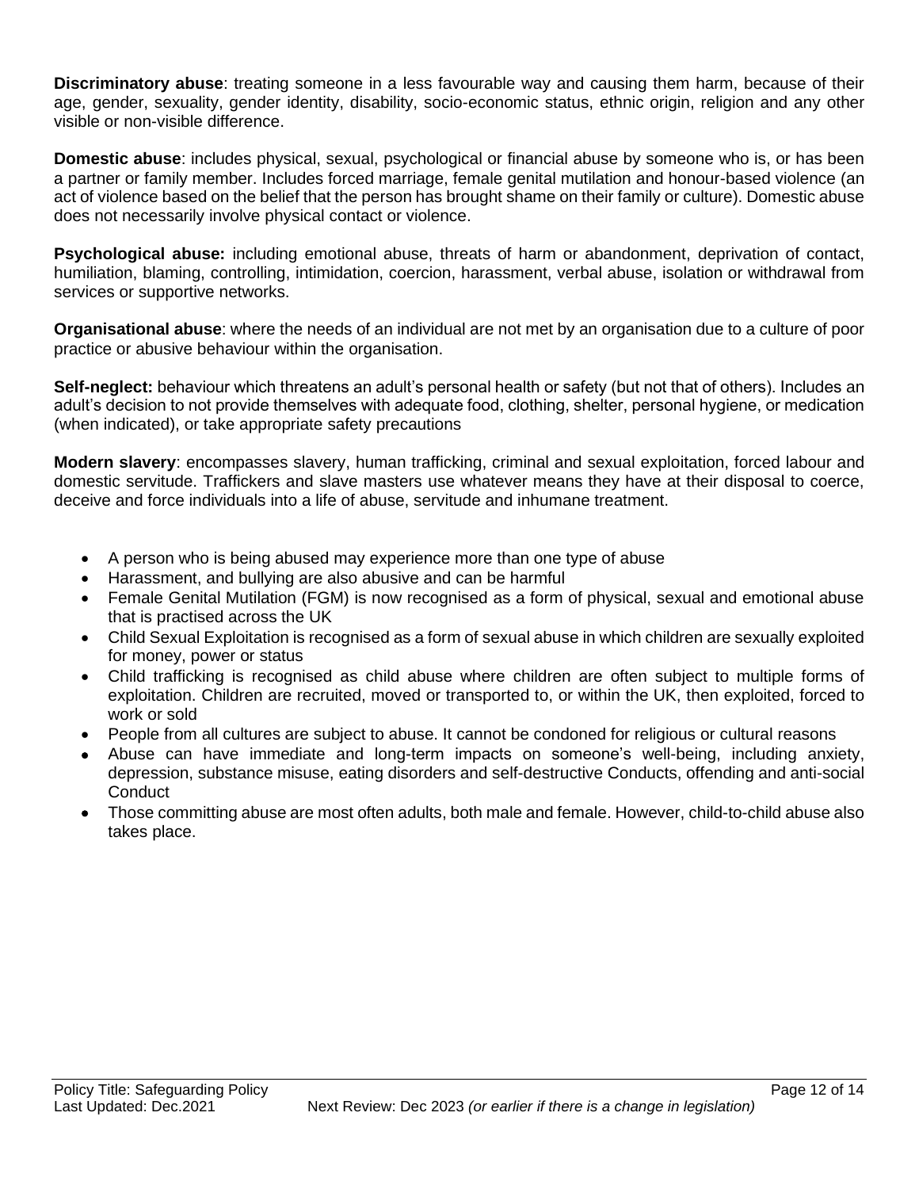**Discriminatory abuse**: treating someone in a less favourable way and causing them harm, because of their age, gender, sexuality, gender identity, disability, socio-economic status, ethnic origin, religion and any other visible or non-visible difference.

**Domestic abuse**: includes physical, sexual, psychological or financial abuse by someone who is, or has been a partner or family member. Includes forced marriage, female genital mutilation and honour-based violence (an act of violence based on the belief that the person has brought shame on their family or culture). Domestic abuse does not necessarily involve physical contact or violence.

**Psychological abuse:** including emotional abuse, threats of harm or abandonment, deprivation of contact, humiliation, blaming, controlling, intimidation, coercion, harassment, verbal abuse, isolation or withdrawal from services or supportive networks.

**Organisational abuse**: where the needs of an individual are not met by an organisation due to a culture of poor practice or abusive behaviour within the organisation.

**Self-neglect:** behaviour which threatens an adult's personal health or safety (but not that of others). Includes an adult's decision to not provide themselves with adequate food, clothing, shelter, personal hygiene, or medication (when indicated), or take appropriate safety precautions

**Modern slavery**: encompasses slavery, human trafficking, criminal and sexual exploitation, forced labour and domestic servitude. Traffickers and slave masters use whatever means they have at their disposal to coerce, deceive and force individuals into a life of abuse, servitude and inhumane treatment.

- A person who is being abused may experience more than one type of abuse
- Harassment, and bullying are also abusive and can be harmful
- Female Genital Mutilation (FGM) is now recognised as a form of physical, sexual and emotional abuse that is practised across the UK
- Child Sexual Exploitation is recognised as a form of sexual abuse in which children are sexually exploited for money, power or status
- Child trafficking is recognised as child abuse where children are often subject to multiple forms of exploitation. Children are recruited, moved or transported to, or within the UK, then exploited, forced to work or sold
- People from all cultures are subject to abuse. It cannot be condoned for religious or cultural reasons
- Abuse can have immediate and long-term impacts on someone's well-being, including anxiety, depression, substance misuse, eating disorders and self-destructive Conducts, offending and anti-social Conduct
- Those committing abuse are most often adults, both male and female. However, child-to-child abuse also takes place.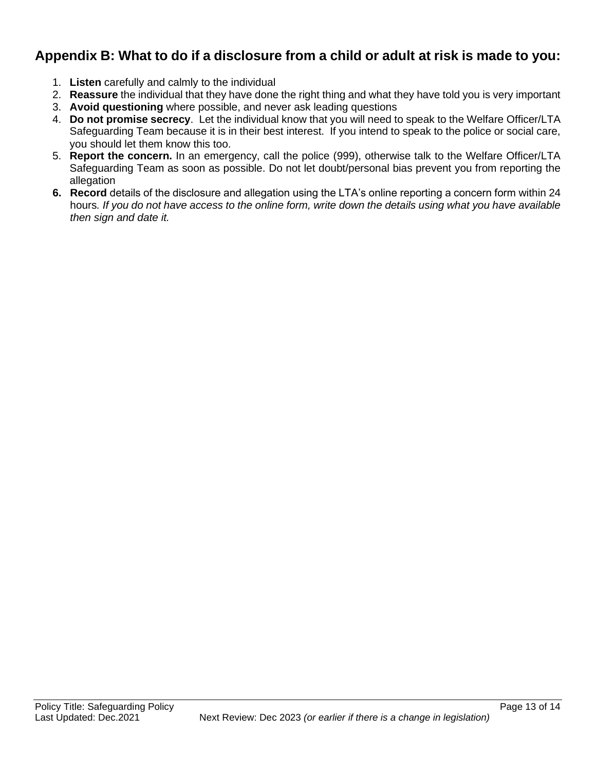## Appendix B: What to do if a disclosure from a child or adult at risk is made to you:

1. **Listen** carefully and calmly to the individual
2. **Reassure** the individual that they have done the right thing and what they have told you is very important
3. **Avoid questioning** where possible, and never ask leading questions
4. **Do not promise secrecy**. Let the individual know that you will need to speak to the Welfare Officer/LTA Safeguarding Team because it is in their best interest. If you intend to speak to the police or social care, you should let them know this too.
5. **Report the concern.** In an emergency, call the police (999), otherwise talk to the Welfare Officer/LTA Safeguarding Team as soon as possible. Do not let doubt/personal bias prevent you from reporting the allegation
6. **Record** details of the disclosure and allegation using the LTA's online reporting a concern form within 24 hours. *If you do not have access to the online form, write down the details using what you have available then sign and date it.*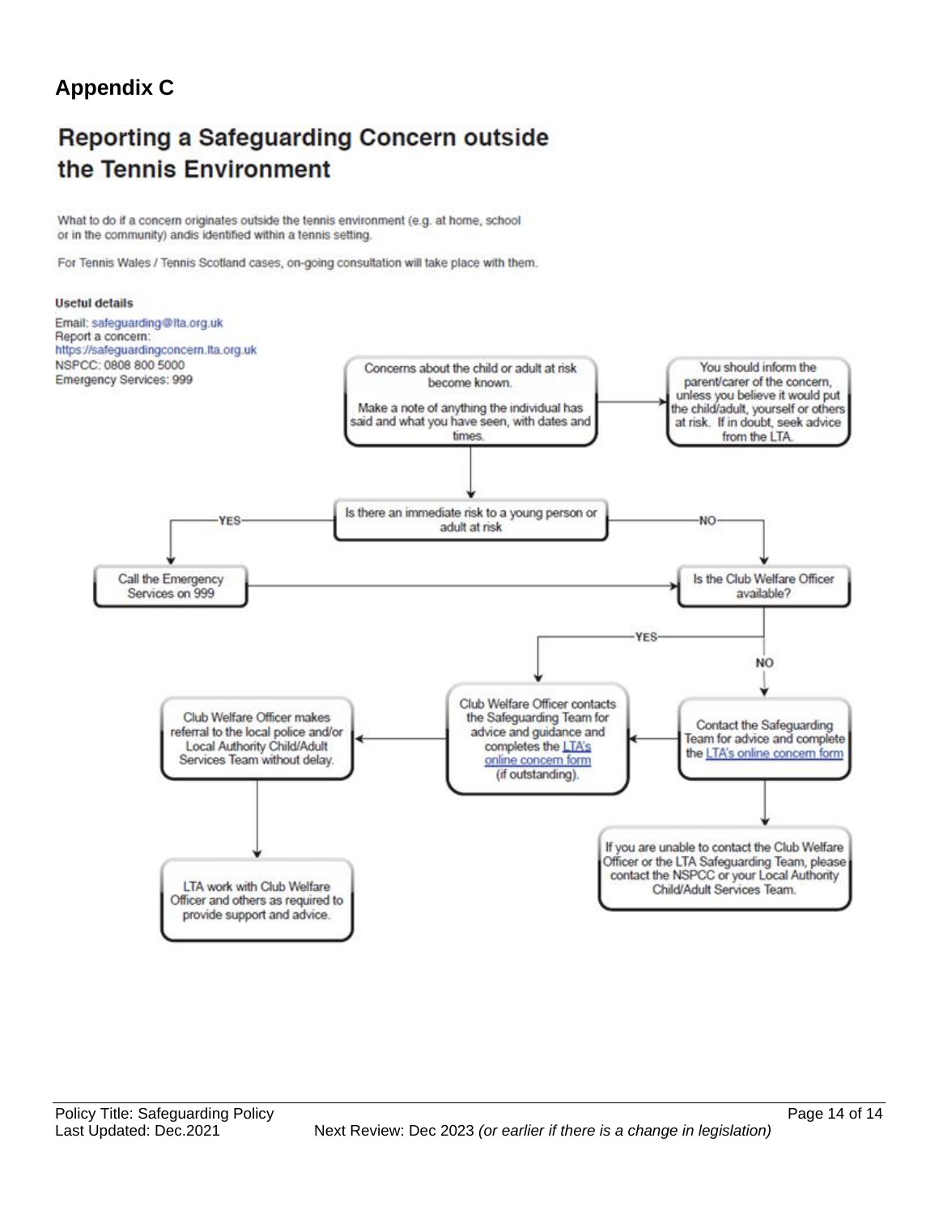## Appendix C

# Reporting a Safeguarding Concern outside the Tennis Environment

What to do if a concern originates outside the tennis environment (e.g. at home, school or in the community) andis identified within a tennis setting.

For Tennis Wales / Tennis Scotland cases, on-going consultation will take place with them.

**Useful details**

Email: safeguarding@lta.org.uk
Report a concern:
https://safeguardingconcern.lta.org.uk
NSPCC: 0808 800 5000
Emergency Services: 999

Concerns about the child or adult at risk become known.

Make a note of anything the individual has said and what you have seen, with dates and times.

You should inform the parent/carer of the concern, unless you believe it would put the child/adult, yourself or others at risk. If in doubt, seek advice from the LTA.

Is there an immediate risk to a young person or adult at risk

YES

NO

Call the Emergency Services on 999

Is the Club Welfare Officer available?

YES

NO

Club Welfare Officer contacts the Safeguarding Team for advice and guidance and completes the LTA's online concern form (if outstanding).

Contact the Safeguarding Team for advice and complete the LTA's online concern form

Club Welfare Officer makes referral to the local police and/or Local Authority Child/Adult Services Team without delay.

If you are unable to contact the Club Welfare Officer or the LTA Safeguarding Team, please contact the NSPCC or your Local Authority Child/Adult Services Team.

LTA work with Club Welfare Officer and others as required to provide support and advice.

Policy Title: Safeguarding Policy
Last Updated: Dec.2021 Next Review: Dec 2023 *(or earlier if there is a change in legislation)*